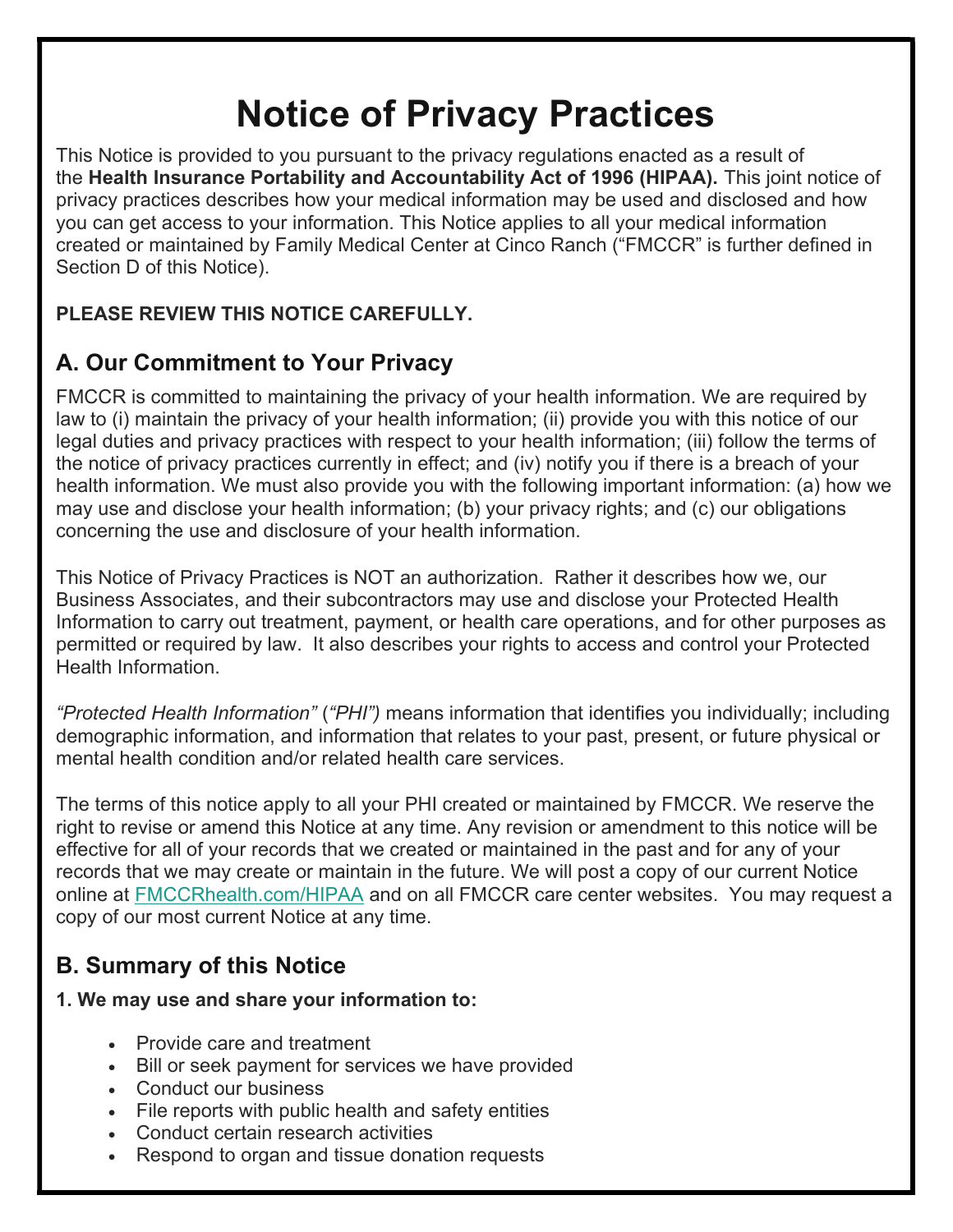# Notice of Privacy Practices

This Notice is provided to you pursuant to the privacy regulations enacted as a result of the **Health Insurance Portability and Accountability Act of 1996 (HIPAA).** This joint notice of privacy practices describes how your medical information may be used and disclosed and how you can get access to your information. This Notice applies to all your medical information created or maintained by Family Medical Center at Cinco Ranch ("FMCCR" is further defined in Section D of this Notice).

**PLEASE REVIEW THIS NOTICE CAREFULLY.**

## A. Our Commitment to Your Privacy

FMCCR is committed to maintaining the privacy of your health information. We are required by law to (i) maintain the privacy of your health information; (ii) provide you with this notice of our legal duties and privacy practices with respect to your health information; (iii) follow the terms of the notice of privacy practices currently in effect; and (iv) notify you if there is a breach of your health information. We must also provide you with the following important information: (a) how we may use and disclose your health information; (b) your privacy rights; and (c) our obligations concerning the use and disclosure of your health information.

This Notice of Privacy Practices is NOT an authorization. Rather it describes how we, our Business Associates, and their subcontractors may use and disclose your Protected Health Information to carry out treatment, payment, or health care operations, and for other purposes as permitted or required by law. It also describes your rights to access and control your Protected Health Information.

*"Protected Health Information"* (*"PHI")* means information that identifies you individually; including demographic information, and information that relates to your past, present, or future physical or mental health condition and/or related health care services.

The terms of this notice apply to all your PHI created or maintained by FMCCR. We reserve the right to revise or amend this Notice at any time. Any revision or amendment to this notice will be effective for all of your records that we created or maintained in the past and for any of your records that we may create or maintain in the future. We will post a copy of our current Notice online at [FMCCRhealth.com/HIPAA](FMCCRhealth.com/HIPAA) and on all FMCCR care center websites. You may request a copy of our most current Notice at any time.

## B. Summary of this Notice

**1. We may use and share your information to:**

- Provide care and treatment
- Bill or seek payment for services we have provided
- Conduct our business
- File reports with public health and safety entities
- Conduct certain research activities
- Respond to organ and tissue donation requests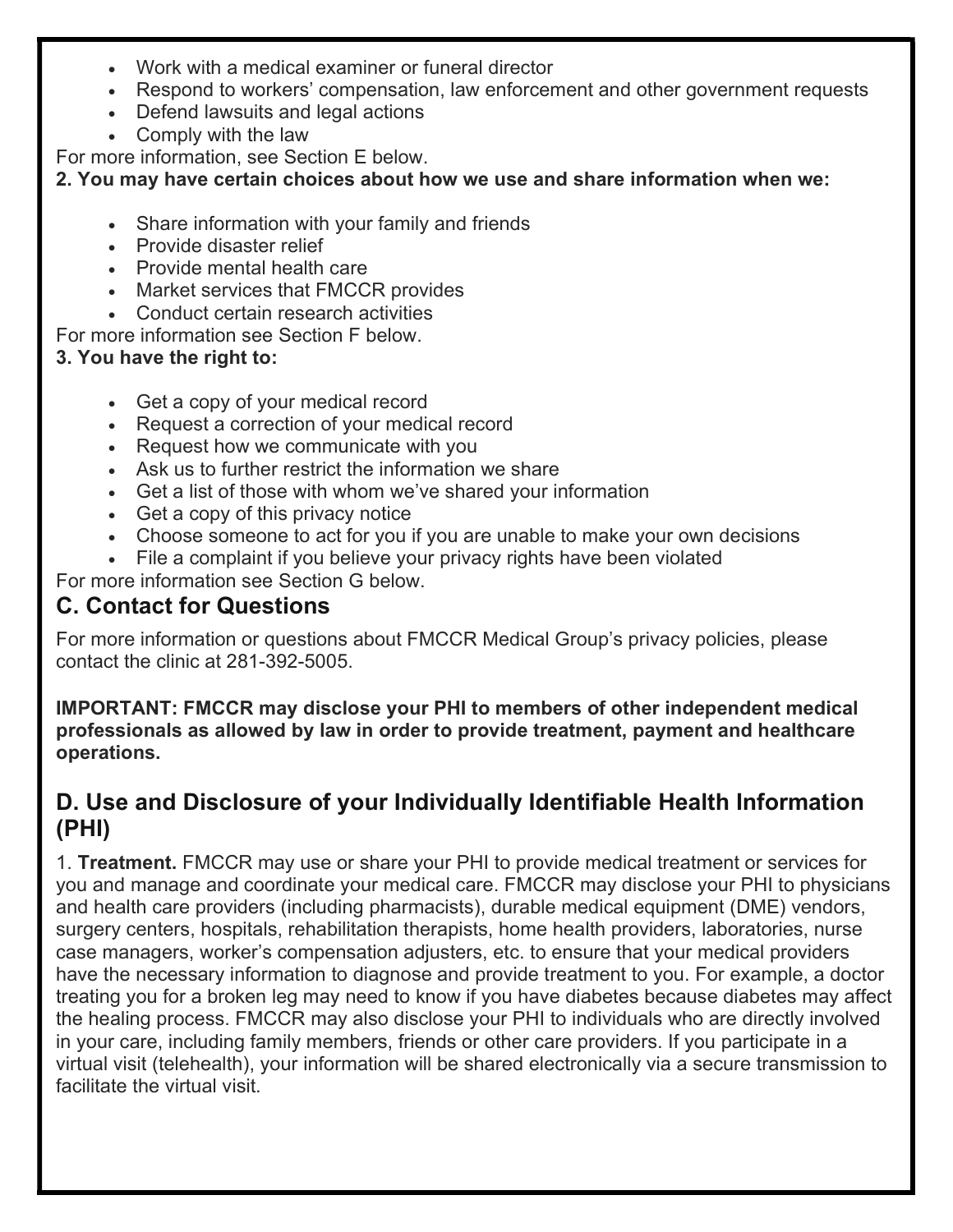- Work with a medical examiner or funeral director
- Respond to workers' compensation, law enforcement and other government requests
- Defend lawsuits and legal actions
- Comply with the law

For more information, see Section E below.

**2. You may have certain choices about how we use and share information when we:**

- Share information with your family and friends
- Provide disaster relief
- Provide mental health care
- Market services that FMCCR provides
- Conduct certain research activities

For more information see Section F below.

**3. You have the right to:**

- Get a copy of your medical record
- Request a correction of your medical record
- Request how we communicate with you
- Ask us to further restrict the information we share
- Get a list of those with whom we've shared your information
- Get a copy of this privacy notice
- Choose someone to act for you if you are unable to make your own decisions
- File a complaint if you believe your privacy rights have been violated

For more information see Section G below.

## C. Contact for Questions

For more information or questions about FMCCR Medical Group's privacy policies, please contact the clinic at 281-392-5005.

**IMPORTANT: FMCCR may disclose your PHI to members of other independent medical professionals as allowed by law in order to provide treatment, payment and healthcare operations.**

## D. Use and Disclosure of your Individually Identifiable Health Information (PHI)

1. **Treatment.** FMCCR may use or share your PHI to provide medical treatment or services for you and manage and coordinate your medical care. FMCCR may disclose your PHI to physicians and health care providers (including pharmacists), durable medical equipment (DME) vendors, surgery centers, hospitals, rehabilitation therapists, home health providers, laboratories, nurse case managers, worker's compensation adjusters, etc. to ensure that your medical providers have the necessary information to diagnose and provide treatment to you. For example, a doctor treating you for a broken leg may need to know if you have diabetes because diabetes may affect the healing process. FMCCR may also disclose your PHI to individuals who are directly involved in your care, including family members, friends or other care providers. If you participate in a virtual visit (telehealth), your information will be shared electronically via a secure transmission to facilitate the virtual visit.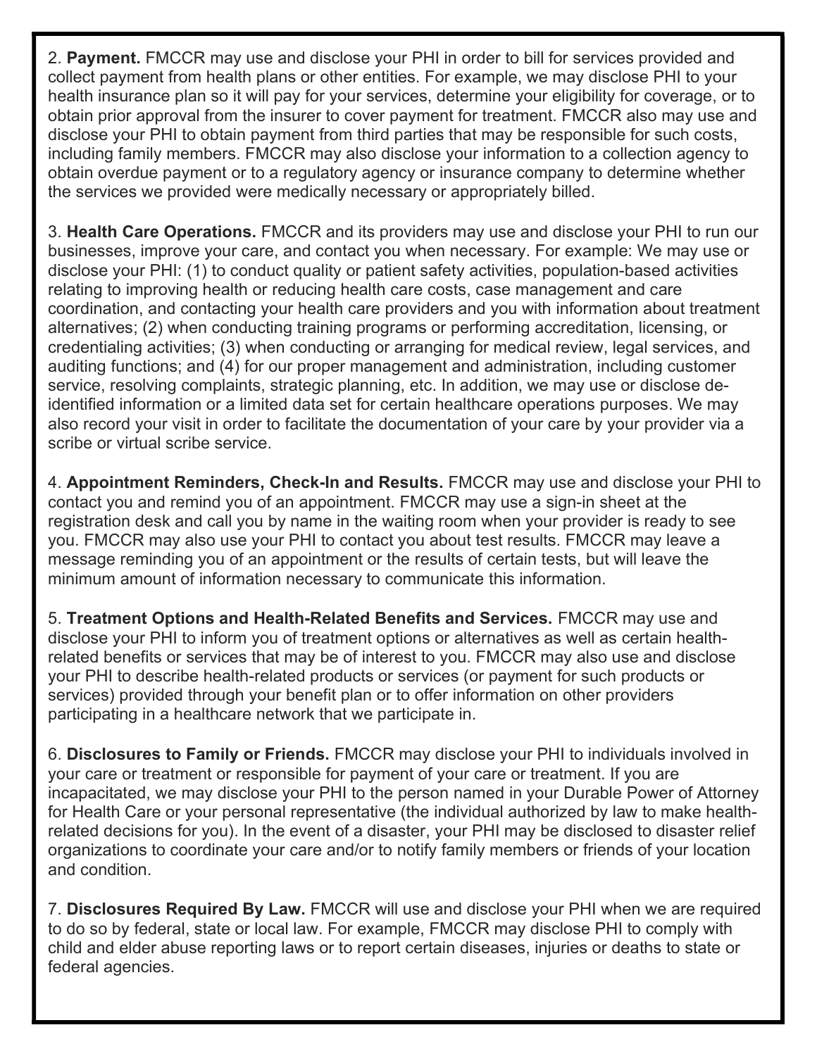2. **Payment.** FMCCR may use and disclose your PHI in order to bill for services provided and collect payment from health plans or other entities. For example, we may disclose PHI to your health insurance plan so it will pay for your services, determine your eligibility for coverage, or to obtain prior approval from the insurer to cover payment for treatment. FMCCR also may use and disclose your PHI to obtain payment from third parties that may be responsible for such costs, including family members. FMCCR may also disclose your information to a collection agency to obtain overdue payment or to a regulatory agency or insurance company to determine whether the services we provided were medically necessary or appropriately billed.

3. **Health Care Operations.** FMCCR and its providers may use and disclose your PHI to run our businesses, improve your care, and contact you when necessary. For example: We may use or disclose your PHI: (1) to conduct quality or patient safety activities, population-based activities relating to improving health or reducing health care costs, case management and care coordination, and contacting your health care providers and you with information about treatment alternatives; (2) when conducting training programs or performing accreditation, licensing, or credentialing activities; (3) when conducting or arranging for medical review, legal services, and auditing functions; and (4) for our proper management and administration, including customer service, resolving complaints, strategic planning, etc. In addition, we may use or disclose de-identified information or a limited data set for certain healthcare operations purposes. We may also record your visit in order to facilitate the documentation of your care by your provider via a scribe or virtual scribe service.

4. **Appointment Reminders, Check-In and Results.** FMCCR may use and disclose your PHI to contact you and remind you of an appointment. FMCCR may use a sign-in sheet at the registration desk and call you by name in the waiting room when your provider is ready to see you. FMCCR may also use your PHI to contact you about test results. FMCCR may leave a message reminding you of an appointment or the results of certain tests, but will leave the minimum amount of information necessary to communicate this information.

5. **Treatment Options and Health-Related Benefits and Services.** FMCCR may use and disclose your PHI to inform you of treatment options or alternatives as well as certain health-related benefits or services that may be of interest to you. FMCCR may also use and disclose your PHI to describe health-related products or services (or payment for such products or services) provided through your benefit plan or to offer information on other providers participating in a healthcare network that we participate in.

6. **Disclosures to Family or Friends.** FMCCR may disclose your PHI to individuals involved in your care or treatment or responsible for payment of your care or treatment. If you are incapacitated, we may disclose your PHI to the person named in your Durable Power of Attorney for Health Care or your personal representative (the individual authorized by law to make health-related decisions for you). In the event of a disaster, your PHI may be disclosed to disaster relief organizations to coordinate your care and/or to notify family members or friends of your location and condition.

7. **Disclosures Required By Law.** FMCCR will use and disclose your PHI when we are required to do so by federal, state or local law. For example, FMCCR may disclose PHI to comply with child and elder abuse reporting laws or to report certain diseases, injuries or deaths to state or federal agencies.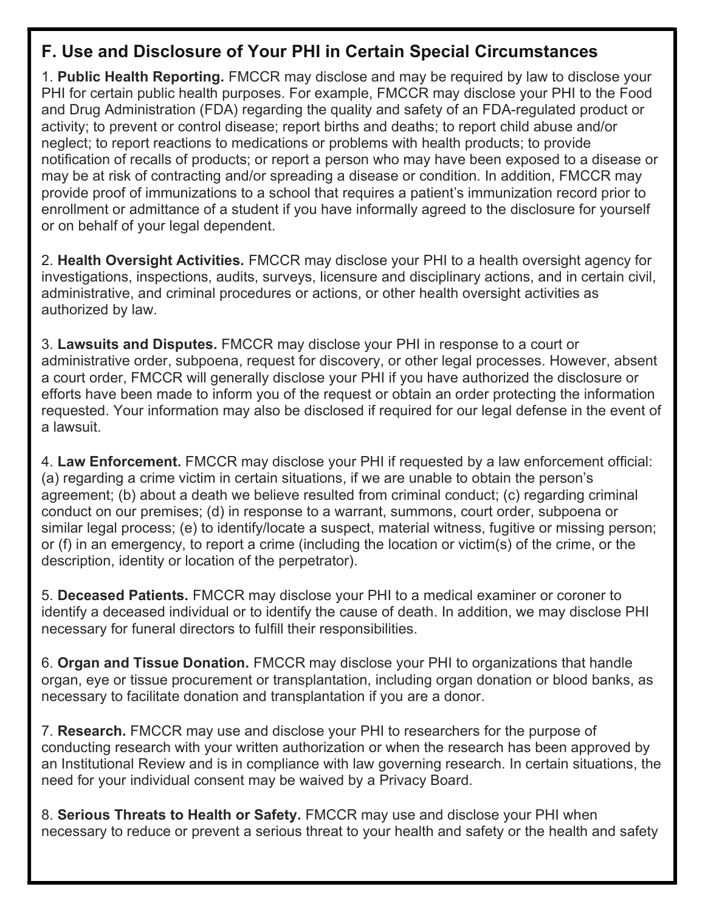## F. Use and Disclosure of Your PHI in Certain Special Circumstances

1. **Public Health Reporting.** FMCCR may disclose and may be required by law to disclose your PHI for certain public health purposes. For example, FMCCR may disclose your PHI to the Food and Drug Administration (FDA) regarding the quality and safety of an FDA-regulated product or activity; to prevent or control disease; report births and deaths; to report child abuse and/or neglect; to report reactions to medications or problems with health products; to provide notification of recalls of products; or report a person who may have been exposed to a disease or may be at risk of contracting and/or spreading a disease or condition. In addition, FMCCR may provide proof of immunizations to a school that requires a patient's immunization record prior to enrollment or admittance of a student if you have informally agreed to the disclosure for yourself or on behalf of your legal dependent.

2. **Health Oversight Activities.** FMCCR may disclose your PHI to a health oversight agency for investigations, inspections, audits, surveys, licensure and disciplinary actions, and in certain civil, administrative, and criminal procedures or actions, or other health oversight activities as authorized by law.

3. **Lawsuits and Disputes.** FMCCR may disclose your PHI in response to a court or administrative order, subpoena, request for discovery, or other legal processes. However, absent a court order, FMCCR will generally disclose your PHI if you have authorized the disclosure or efforts have been made to inform you of the request or obtain an order protecting the information requested. Your information may also be disclosed if required for our legal defense in the event of a lawsuit.

4. **Law Enforcement.** FMCCR may disclose your PHI if requested by a law enforcement official: (a) regarding a crime victim in certain situations, if we are unable to obtain the person's agreement; (b) about a death we believe resulted from criminal conduct; (c) regarding criminal conduct on our premises; (d) in response to a warrant, summons, court order, subpoena or similar legal process; (e) to identify/locate a suspect, material witness, fugitive or missing person; or (f) in an emergency, to report a crime (including the location or victim(s) of the crime, or the description, identity or location of the perpetrator).

5. **Deceased Patients.** FMCCR may disclose your PHI to a medical examiner or coroner to identify a deceased individual or to identify the cause of death. In addition, we may disclose PHI necessary for funeral directors to fulfill their responsibilities.

6. **Organ and Tissue Donation.** FMCCR may disclose your PHI to organizations that handle organ, eye or tissue procurement or transplantation, including organ donation or blood banks, as necessary to facilitate donation and transplantation if you are a donor.

7. **Research.** FMCCR may use and disclose your PHI to researchers for the purpose of conducting research with your written authorization or when the research has been approved by an Institutional Review and is in compliance with law governing research. In certain situations, the need for your individual consent may be waived by a Privacy Board.

8. **Serious Threats to Health or Safety.** FMCCR may use and disclose your PHI when necessary to reduce or prevent a serious threat to your health and safety or the health and safety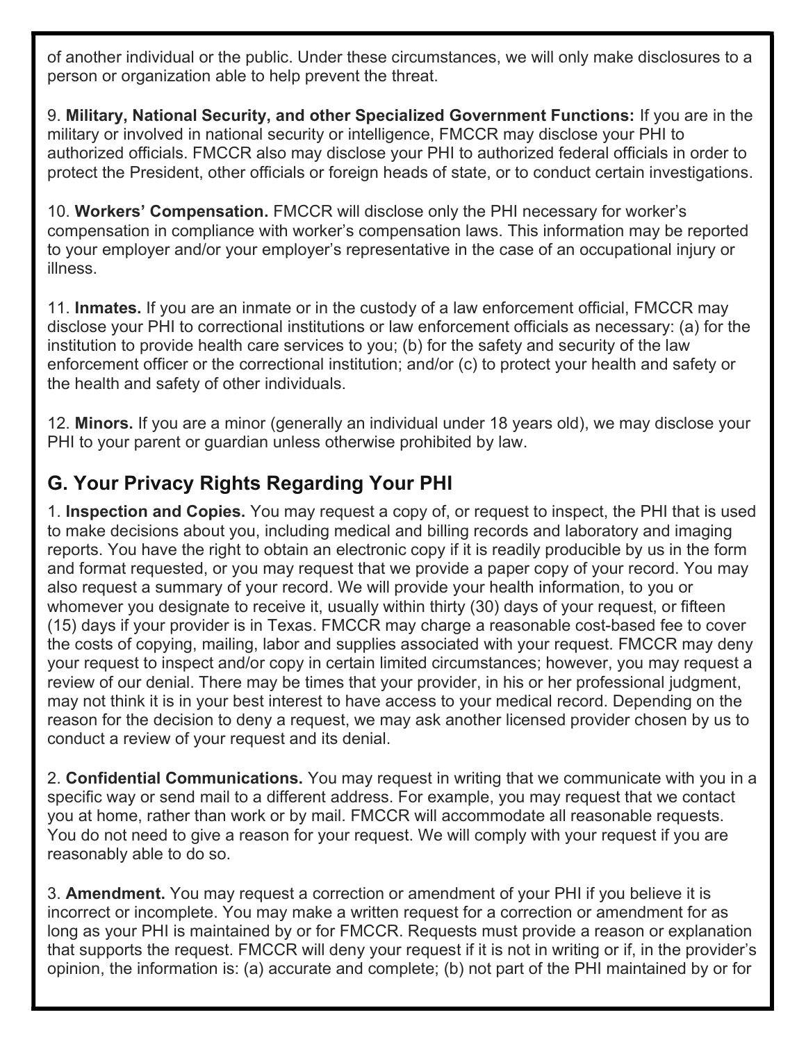of another individual or the public. Under these circumstances, we will only make disclosures to a person or organization able to help prevent the threat.

9. **Military, National Security, and other Specialized Government Functions:** If you are in the military or involved in national security or intelligence, FMCCR may disclose your PHI to authorized officials. FMCCR also may disclose your PHI to authorized federal officials in order to protect the President, other officials or foreign heads of state, or to conduct certain investigations.

10. **Workers' Compensation.** FMCCR will disclose only the PHI necessary for worker's compensation in compliance with worker's compensation laws. This information may be reported to your employer and/or your employer's representative in the case of an occupational injury or illness.

11. **Inmates.** If you are an inmate or in the custody of a law enforcement official, FMCCR may disclose your PHI to correctional institutions or law enforcement officials as necessary: (a) for the institution to provide health care services to you; (b) for the safety and security of the law enforcement officer or the correctional institution; and/or (c) to protect your health and safety or the health and safety of other individuals.

12. **Minors.** If you are a minor (generally an individual under 18 years old), we may disclose your PHI to your parent or guardian unless otherwise prohibited by law.

## G. Your Privacy Rights Regarding Your PHI

1. **Inspection and Copies.** You may request a copy of, or request to inspect, the PHI that is used to make decisions about you, including medical and billing records and laboratory and imaging reports. You have the right to obtain an electronic copy if it is readily producible by us in the form and format requested, or you may request that we provide a paper copy of your record. You may also request a summary of your record. We will provide your health information, to you or whomever you designate to receive it, usually within thirty (30) days of your request, or fifteen (15) days if your provider is in Texas. FMCCR may charge a reasonable cost-based fee to cover the costs of copying, mailing, labor and supplies associated with your request. FMCCR may deny your request to inspect and/or copy in certain limited circumstances; however, you may request a review of our denial. There may be times that your provider, in his or her professional judgment, may not think it is in your best interest to have access to your medical record. Depending on the reason for the decision to deny a request, we may ask another licensed provider chosen by us to conduct a review of your request and its denial.

2. **Confidential Communications.** You may request in writing that we communicate with you in a specific way or send mail to a different address. For example, you may request that we contact you at home, rather than work or by mail. FMCCR will accommodate all reasonable requests. You do not need to give a reason for your request. We will comply with your request if you are reasonably able to do so.

3. **Amendment.** You may request a correction or amendment of your PHI if you believe it is incorrect or incomplete. You may make a written request for a correction or amendment for as long as your PHI is maintained by or for FMCCR. Requests must provide a reason or explanation that supports the request. FMCCR will deny your request if it is not in writing or if, in the provider's opinion, the information is: (a) accurate and complete; (b) not part of the PHI maintained by or for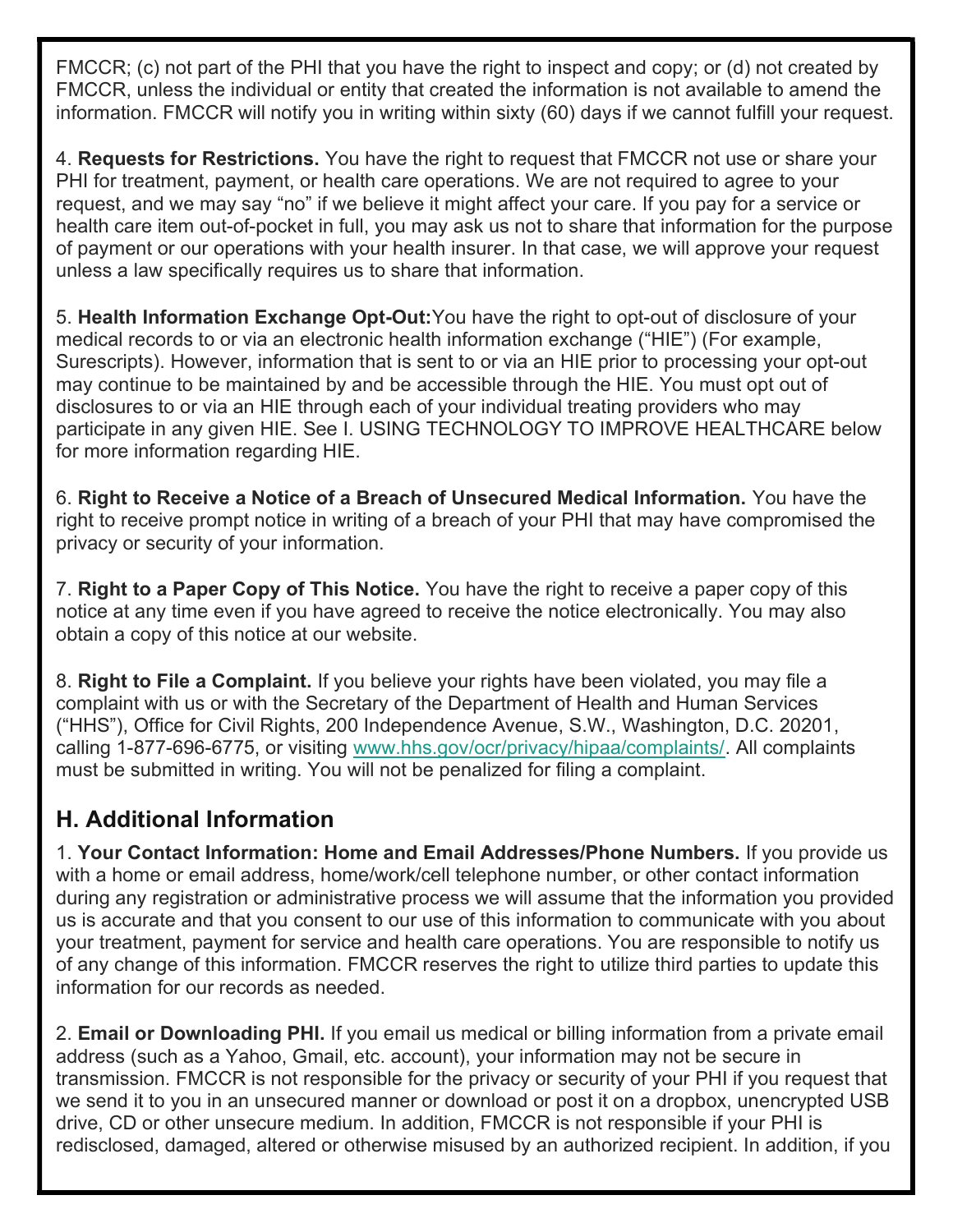FMCCR; (c) not part of the PHI that you have the right to inspect and copy; or (d) not created by FMCCR, unless the individual or entity that created the information is not available to amend the information. FMCCR will notify you in writing within sixty (60) days if we cannot fulfill your request.

4. **Requests for Restrictions.** You have the right to request that FMCCR not use or share your PHI for treatment, payment, or health care operations. We are not required to agree to your request, and we may say "no" if we believe it might affect your care. If you pay for a service or health care item out-of-pocket in full, you may ask us not to share that information for the purpose of payment or our operations with your health insurer. In that case, we will approve your request unless a law specifically requires us to share that information.

5. **Health Information Exchange Opt-Out:**You have the right to opt-out of disclosure of your medical records to or via an electronic health information exchange ("HIE") (For example, Surescripts). However, information that is sent to or via an HIE prior to processing your opt-out may continue to be maintained by and be accessible through the HIE. You must opt out of disclosures to or via an HIE through each of your individual treating providers who may participate in any given HIE. See I. USING TECHNOLOGY TO IMPROVE HEALTHCARE below for more information regarding HIE.

6. **Right to Receive a Notice of a Breach of Unsecured Medical Information.** You have the right to receive prompt notice in writing of a breach of your PHI that may have compromised the privacy or security of your information.

7. **Right to a Paper Copy of This Notice.** You have the right to receive a paper copy of this notice at any time even if you have agreed to receive the notice electronically. You may also obtain a copy of this notice at our website.

8. **Right to File a Complaint.** If you believe your rights have been violated, you may file a complaint with us or with the Secretary of the Department of Health and Human Services ("HHS"), Office for Civil Rights, 200 Independence Avenue, S.W., Washington, D.C. 20201, calling 1-877-696-6775, or visiting www.hhs.gov/ocr/privacy/hipaa/complaints/. All complaints must be submitted in writing. You will not be penalized for filing a complaint.

## H. Additional Information

1. **Your Contact Information: Home and Email Addresses/Phone Numbers.** If you provide us with a home or email address, home/work/cell telephone number, or other contact information during any registration or administrative process we will assume that the information you provided us is accurate and that you consent to our use of this information to communicate with you about your treatment, payment for service and health care operations. You are responsible to notify us of any change of this information. FMCCR reserves the right to utilize third parties to update this information for our records as needed.

2. **Email or Downloading PHI.** If you email us medical or billing information from a private email address (such as a Yahoo, Gmail, etc. account), your information may not be secure in transmission. FMCCR is not responsible for the privacy or security of your PHI if you request that we send it to you in an unsecured manner or download or post it on a dropbox, unencrypted USB drive, CD or other unsecure medium. In addition, FMCCR is not responsible if your PHI is redisclosed, damaged, altered or otherwise misused by an authorized recipient. In addition, if you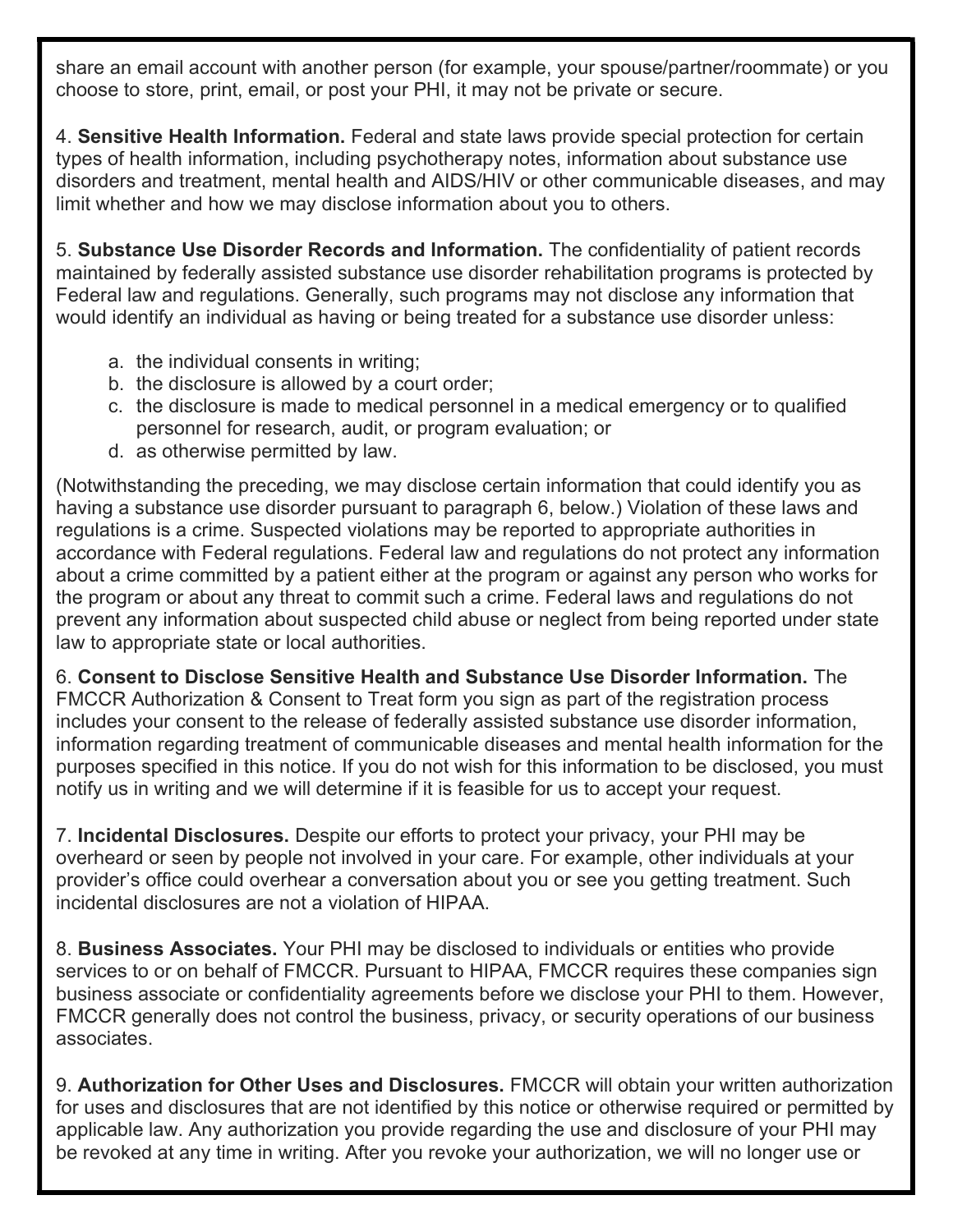share an email account with another person (for example, your spouse/partner/roommate) or you choose to store, print, email, or post your PHI, it may not be private or secure.

4. **Sensitive Health Information.** Federal and state laws provide special protection for certain types of health information, including psychotherapy notes, information about substance use disorders and treatment, mental health and AIDS/HIV or other communicable diseases, and may limit whether and how we may disclose information about you to others.

5. **Substance Use Disorder Records and Information.** The confidentiality of patient records maintained by federally assisted substance use disorder rehabilitation programs is protected by Federal law and regulations. Generally, such programs may not disclose any information that would identify an individual as having or being treated for a substance use disorder unless:

   a. the individual consents in writing;
   b. the disclosure is allowed by a court order;
   c. the disclosure is made to medical personnel in a medical emergency or to qualified personnel for research, audit, or program evaluation; or
   d. as otherwise permitted by law.

(Notwithstanding the preceding, we may disclose certain information that could identify you as having a substance use disorder pursuant to paragraph 6, below.) Violation of these laws and regulations is a crime. Suspected violations may be reported to appropriate authorities in accordance with Federal regulations. Federal law and regulations do not protect any information about a crime committed by a patient either at the program or against any person who works for the program or about any threat to commit such a crime. Federal laws and regulations do not prevent any information about suspected child abuse or neglect from being reported under state law to appropriate state or local authorities.

6. **Consent to Disclose Sensitive Health and Substance Use Disorder Information.** The FMCCR Authorization & Consent to Treat form you sign as part of the registration process includes your consent to the release of federally assisted substance use disorder information, information regarding treatment of communicable diseases and mental health information for the purposes specified in this notice. If you do not wish for this information to be disclosed, you must notify us in writing and we will determine if it is feasible for us to accept your request.

7. **Incidental Disclosures.** Despite our efforts to protect your privacy, your PHI may be overheard or seen by people not involved in your care. For example, other individuals at your provider's office could overhear a conversation about you or see you getting treatment. Such incidental disclosures are not a violation of HIPAA.

8. **Business Associates.** Your PHI may be disclosed to individuals or entities who provide services to or on behalf of FMCCR. Pursuant to HIPAA, FMCCR requires these companies sign business associate or confidentiality agreements before we disclose your PHI to them. However, FMCCR generally does not control the business, privacy, or security operations of our business associates.

9. **Authorization for Other Uses and Disclosures.** FMCCR will obtain your written authorization for uses and disclosures that are not identified by this notice or otherwise required or permitted by applicable law. Any authorization you provide regarding the use and disclosure of your PHI may be revoked at any time in writing. After you revoke your authorization, we will no longer use or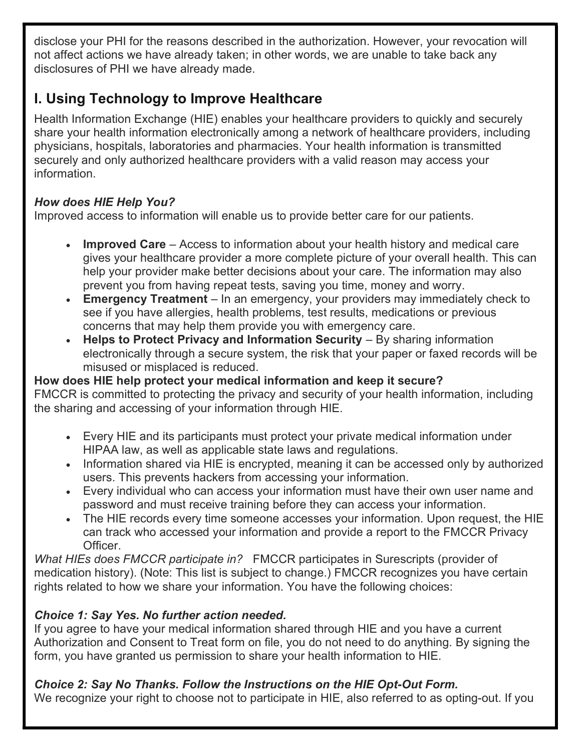disclose your PHI for the reasons described in the authorization. However, your revocation will not affect actions we have already taken; in other words, we are unable to take back any disclosures of PHI we have already made.

## I. Using Technology to Improve Healthcare

Health Information Exchange (HIE) enables your healthcare providers to quickly and securely share your health information electronically among a network of healthcare providers, including physicians, hospitals, laboratories and pharmacies. Your health information is transmitted securely and only authorized healthcare providers with a valid reason may access your information.

***How does HIE Help You?***

Improved access to information will enable us to provide better care for our patients.

- **Improved Care** – Access to information about your health history and medical care gives your healthcare provider a more complete picture of your overall health. This can help your provider make better decisions about your care. The information may also prevent you from having repeat tests, saving you time, money and worry.
- **Emergency Treatment** – In an emergency, your providers may immediately check to see if you have allergies, health problems, test results, medications or previous concerns that may help them provide you with emergency care.
- **Helps to Protect Privacy and Information Security** – By sharing information electronically through a secure system, the risk that your paper or faxed records will be misused or misplaced is reduced.

**How does HIE help protect your medical information and keep it secure?**

FMCCR is committed to protecting the privacy and security of your health information, including the sharing and accessing of your information through HIE.

- Every HIE and its participants must protect your private medical information under HIPAA law, as well as applicable state laws and regulations.
- Information shared via HIE is encrypted, meaning it can be accessed only by authorized users. This prevents hackers from accessing your information.
- Every individual who can access your information must have their own user name and password and must receive training before they can access your information.
- The HIE records every time someone accesses your information. Upon request, the HIE can track who accessed your information and provide a report to the FMCCR Privacy Officer.

*What HIEs does FMCCR participate in?* FMCCR participates in Surescripts (provider of medication history). (Note: This list is subject to change.) FMCCR recognizes you have certain rights related to how we share your information. You have the following choices:

***Choice 1: Say Yes. No further action needed.***

If you agree to have your medical information shared through HIE and you have a current Authorization and Consent to Treat form on file, you do not need to do anything. By signing the form, you have granted us permission to share your health information to HIE.

***Choice 2: Say No Thanks. Follow the Instructions on the HIE Opt-Out Form.***

We recognize your right to choose not to participate in HIE, also referred to as opting-out. If you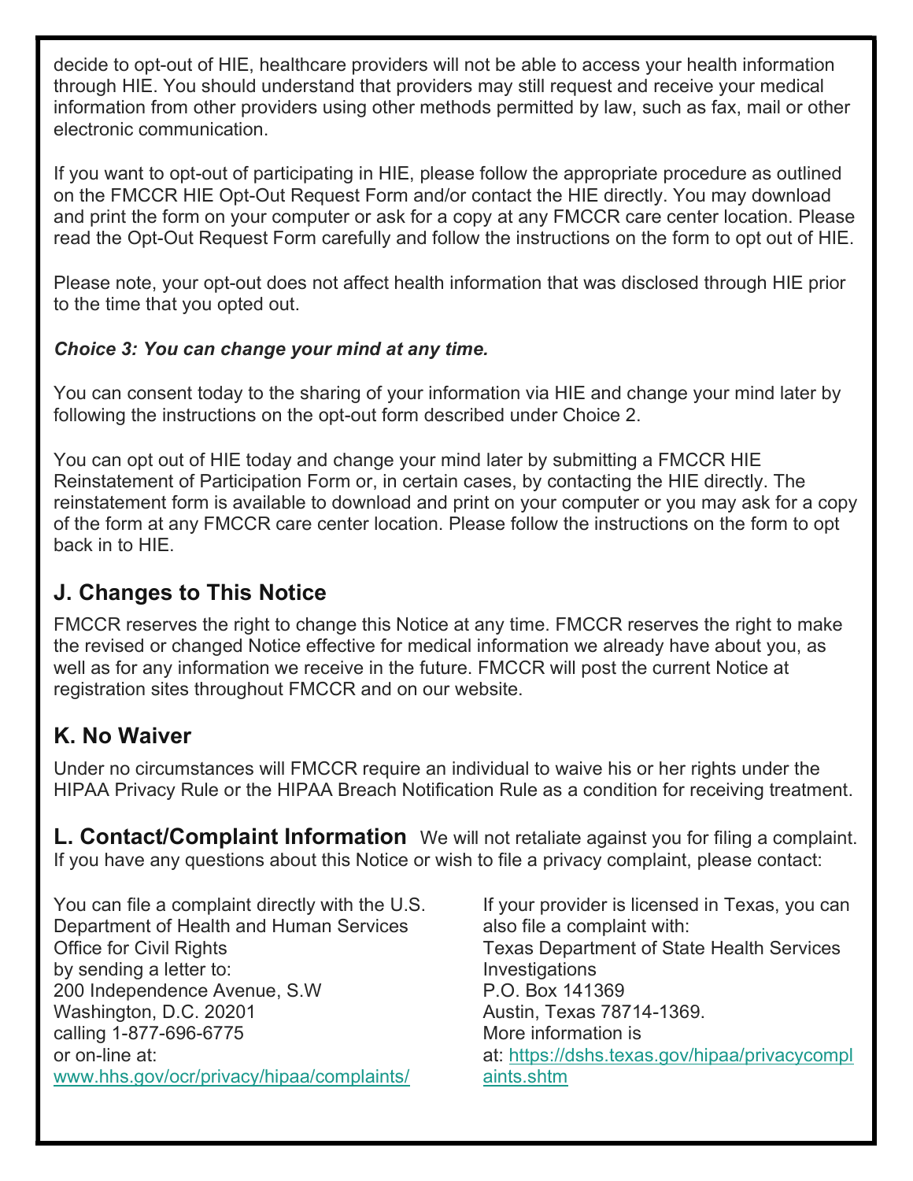decide to opt-out of HIE, healthcare providers will not be able to access your health information through HIE. You should understand that providers may still request and receive your medical information from other providers using other methods permitted by law, such as fax, mail or other electronic communication.

If you want to opt-out of participating in HIE, please follow the appropriate procedure as outlined on the FMCCR HIE Opt-Out Request Form and/or contact the HIE directly. You may download and print the form on your computer or ask for a copy at any FMCCR care center location. Please read the Opt-Out Request Form carefully and follow the instructions on the form to opt out of HIE.

Please note, your opt-out does not affect health information that was disclosed through HIE prior to the time that you opted out.

***Choice 3: You can change your mind at any time.***

You can consent today to the sharing of your information via HIE and change your mind later by following the instructions on the opt-out form described under Choice 2.

You can opt out of HIE today and change your mind later by submitting a FMCCR HIE Reinstatement of Participation Form or, in certain cases, by contacting the HIE directly. The reinstatement form is available to download and print on your computer or you may ask for a copy of the form at any FMCCR care center location. Please follow the instructions on the form to opt back in to HIE.

## J. Changes to This Notice

FMCCR reserves the right to change this Notice at any time. FMCCR reserves the right to make the revised or changed Notice effective for medical information we already have about you, as well as for any information we receive in the future. FMCCR will post the current Notice at registration sites throughout FMCCR and on our website.

## K. No Waiver

Under no circumstances will FMCCR require an individual to waive his or her rights under the HIPAA Privacy Rule or the HIPAA Breach Notification Rule as a condition for receiving treatment.

## L. Contact/Complaint Information

We will not retaliate against you for filing a complaint. If you have any questions about this Notice or wish to file a privacy complaint, please contact:

You can file a complaint directly with the U.S. Department of Health and Human Services Office for Civil Rights
by sending a letter to:
200 Independence Avenue, S.W
Washington, D.C. 20201
calling 1-877-696-6775
or on-line at:
www.hhs.gov/ocr/privacy/hipaa/complaints/

If your provider is licensed in Texas, you can also file a complaint with:
Texas Department of State Health Services
Investigations
P.O. Box 141369
Austin, Texas 78714-1369.
More information is
at: https://dshs.texas.gov/hipaa/privacycomplaints.shtm